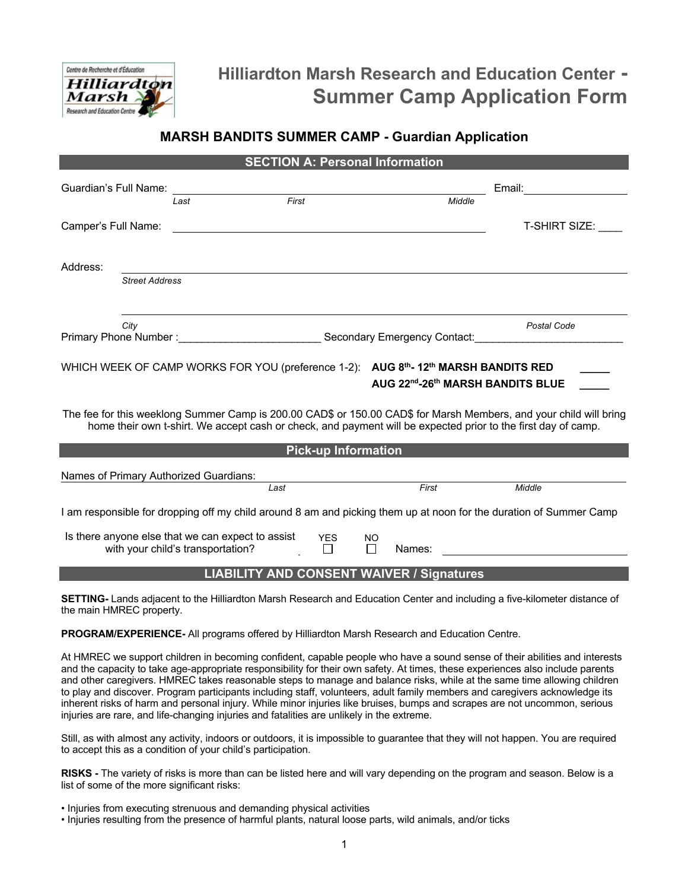# Hilliardton Marsh Research and Education Center - Summer Camp Application Form

## MARSH BANDITS SUMMER CAMP - Guardian Application

### SECTION A: Personal Information

Guardian's Full Name: ______________________________________________ Email: ______________
*Last* *First* *Middle*

Camper's Full Name: ______________________________________________ T-SHIRT SIZE: ____

Address: ______________________________________________________________
*Street Address*

______________________________________________________________
*City* *Postal Code*

Primary Phone Number :_______________________ Secondary Emergency Contact:________________________

WHICH WEEK OF CAMP WORKS FOR YOU (preference 1-2): **AUG 8th- 12th MARSH BANDITS RED** _____
**AUG 22nd-26th MARSH BANDITS BLUE** _____

The fee for this weeklong Summer Camp is 200.00 CAD$ or 150.00 CAD$ for Marsh Members, and your child will bring home their own t-shirt. We accept cash or check, and payment will be expected prior to the first day of camp.

### Pick-up Information

Names of Primary Authorized Guardians: ______________________________________________
*Last* *First* *Middle*

I am responsible for dropping off my child around 8 am and picking them up at noon for the duration of Summer Camp

Is there anyone else that we can expect to assist with your child's transportation? YES ☐ NO ☐ Names: ______________________

### LIABILITY AND CONSENT WAIVER / Signatures

**SETTING-** Lands adjacent to the Hilliardton Marsh Research and Education Center and including a five-kilometer distance of the main HMREC property.

**PROGRAM/EXPERIENCE-** All programs offered by Hilliardton Marsh Research and Education Centre.

At HMREC we support children in becoming confident, capable people who have a sound sense of their abilities and interests and the capacity to take age-appropriate responsibility for their own safety. At times, these experiences also include parents and other caregivers. HMREC takes reasonable steps to manage and balance risks, while at the same time allowing children to play and discover. Program participants including staff, volunteers, adult family members and caregivers acknowledge its inherent risks of harm and personal injury. While minor injuries like bruises, bumps and scrapes are not uncommon, serious injuries are rare, and life-changing injuries and fatalities are unlikely in the extreme.

Still, as with almost any activity, indoors or outdoors, it is impossible to guarantee that they will not happen. You are required to accept this as a condition of your child's participation.

**RISKS -** The variety of risks is more than can be listed here and will vary depending on the program and season. Below is a list of some of the more significant risks:

- Injuries from executing strenuous and demanding physical activities
- Injuries resulting from the presence of harmful plants, natural loose parts, wild animals, and/or ticks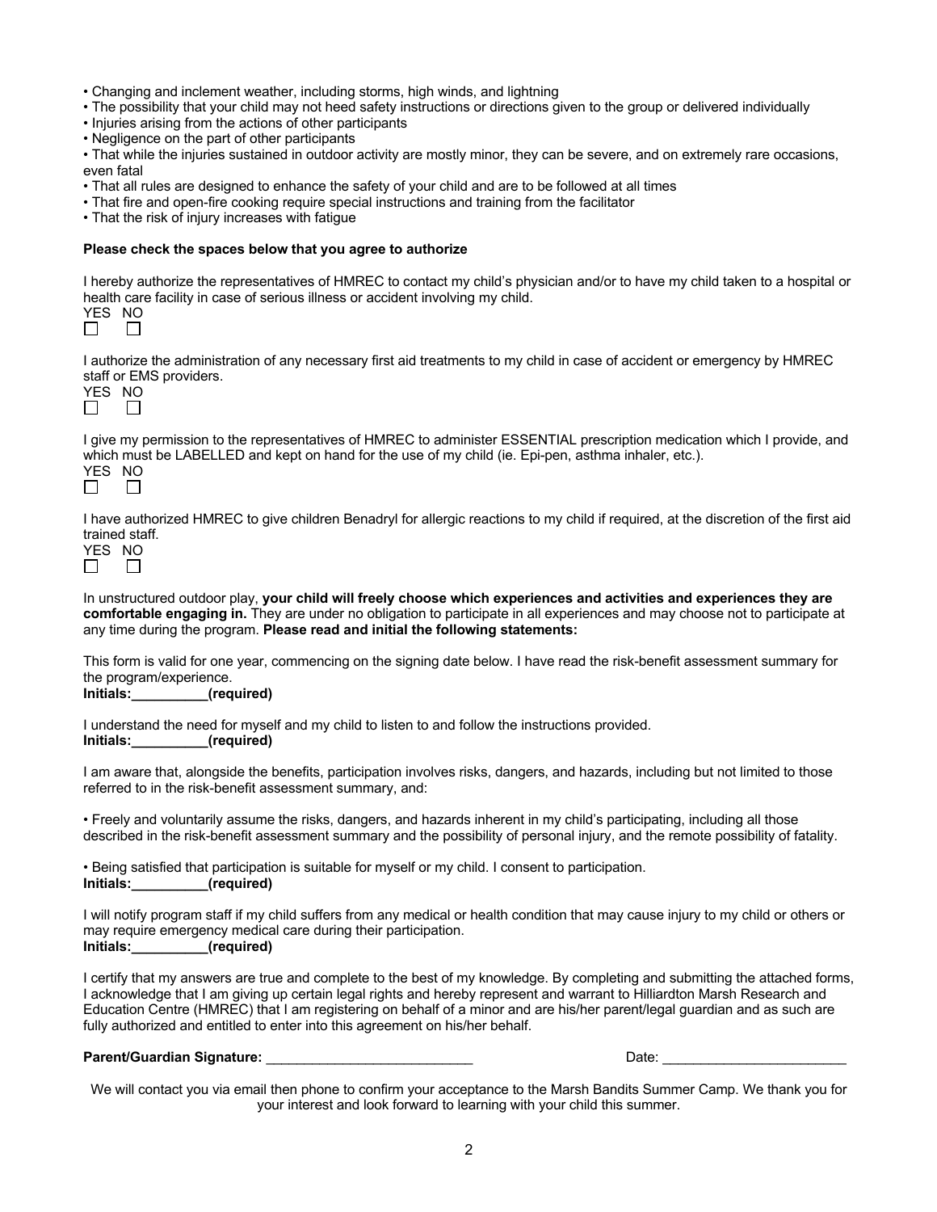- Changing and inclement weather, including storms, high winds, and lightning
- The possibility that your child may not heed safety instructions or directions given to the group or delivered individually
- Injuries arising from the actions of other participants
- Negligence on the part of other participants
- That while the injuries sustained in outdoor activity are mostly minor, they can be severe, and on extremely rare occasions, even fatal
- That all rules are designed to enhance the safety of your child and are to be followed at all times
- That fire and open-fire cooking require special instructions and training from the facilitator
- That the risk of injury increases with fatigue

**Please check the spaces below that you agree to authorize**

I hereby authorize the representatives of HMREC to contact my child's physician and/or to have my child taken to a hospital or health care facility in case of serious illness or accident involving my child.

YES ☐ NO ☐

I authorize the administration of any necessary first aid treatments to my child in case of accident or emergency by HMREC staff or EMS providers.

YES ☐ NO ☐

I give my permission to the representatives of HMREC to administer ESSENTIAL prescription medication which I provide, and which must be LABELLED and kept on hand for the use of my child (ie. Epi-pen, asthma inhaler, etc.).

YES ☐ NO ☐

I have authorized HMREC to give children Benadryl for allergic reactions to my child if required, at the discretion of the first aid trained staff.

YES ☐ NO ☐

In unstructured outdoor play, **your child will freely choose which experiences and activities and experiences they are comfortable engaging in.** They are under no obligation to participate in all experiences and may choose not to participate at any time during the program. **Please read and initial the following statements:**

This form is valid for one year, commencing on the signing date below. I have read the risk-benefit assessment summary for the program/experience.
**Initials:__________(required)**

I understand the need for myself and my child to listen to and follow the instructions provided.
**Initials:__________(required)**

I am aware that, alongside the benefits, participation involves risks, dangers, and hazards, including but not limited to those referred to in the risk-benefit assessment summary, and:

- Freely and voluntarily assume the risks, dangers, and hazards inherent in my child's participating, including all those described in the risk-benefit assessment summary and the possibility of personal injury, and the remote possibility of fatality.

- Being satisfied that participation is suitable for myself or my child. I consent to participation.

**Initials:__________(required)**

I will notify program staff if my child suffers from any medical or health condition that may cause injury to my child or others or may require emergency medical care during their participation.
**Initials:__________(required)**

I certify that my answers are true and complete to the best of my knowledge. By completing and submitting the attached forms, I acknowledge that I am giving up certain legal rights and hereby represent and warrant to Hilliardton Marsh Research and Education Centre (HMREC) that I am registering on behalf of a minor and are his/her parent/legal guardian and as such are fully authorized and entitled to enter into this agreement on his/her behalf.

**Parent/Guardian Signature:** ___________________________ Date: ________________________

We will contact you via email then phone to confirm your acceptance to the Marsh Bandits Summer Camp. We thank you for your interest and look forward to learning with your child this summer.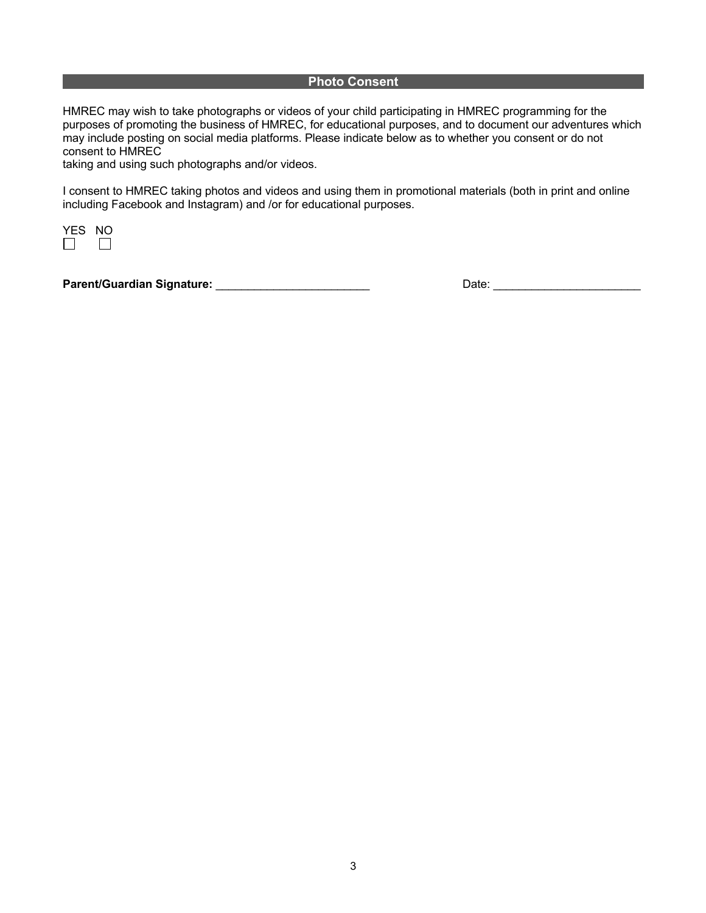## Photo Consent

HMREC may wish to take photographs or videos of your child participating in HMREC programming for the purposes of promoting the business of HMREC, for educational purposes, and to document our adventures which may include posting on social media platforms. Please indicate below as to whether you consent or do not consent to HMREC
taking and using such photographs and/or videos.

I consent to HMREC taking photos and videos and using them in promotional materials (both in print and online including Facebook and Instagram) and /or for educational purposes.

YES ☐ NO ☐

**Parent/Guardian Signature:** ________________________ Date: _______________________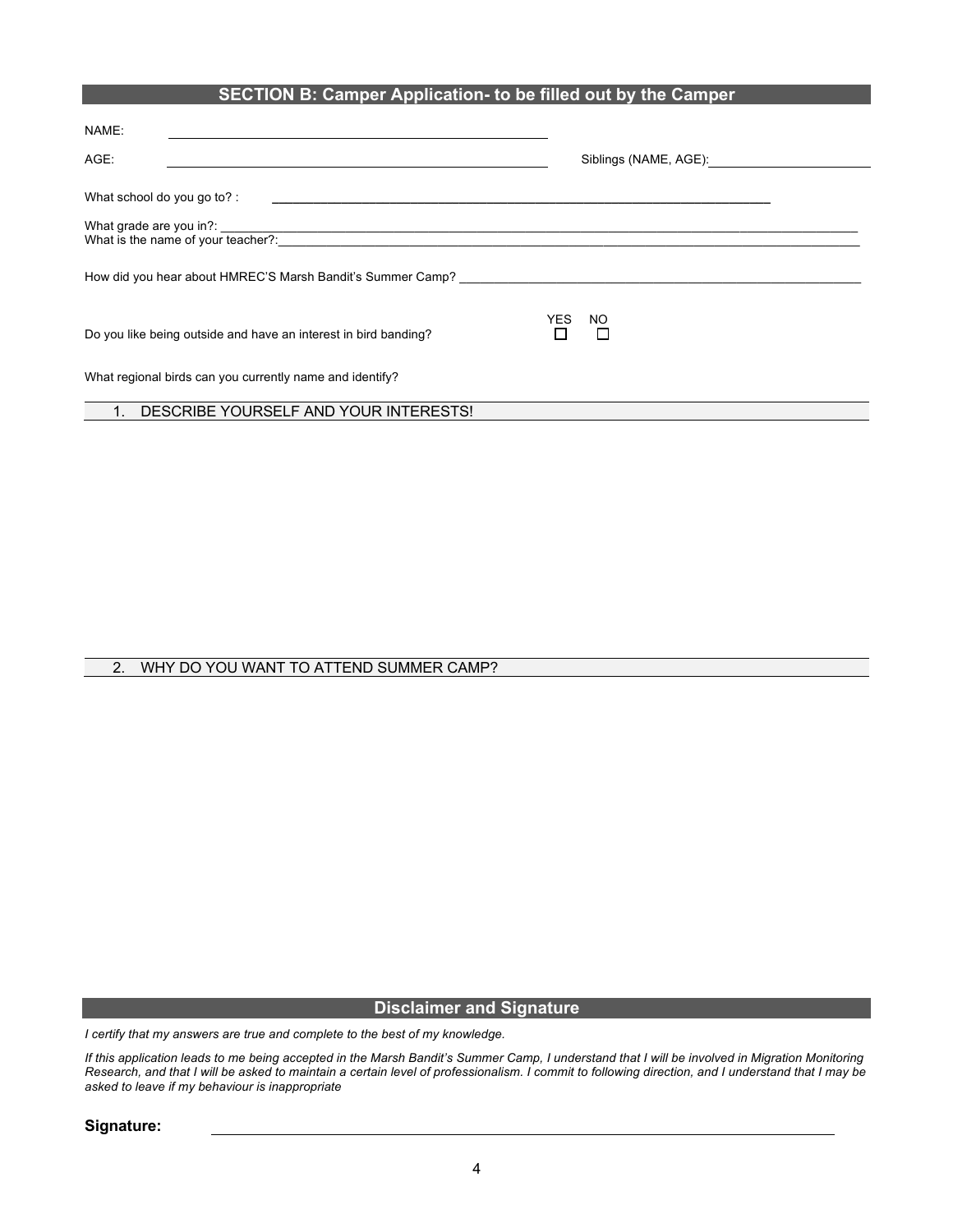## SECTION B: Camper Application- to be filled out by the Camper

NAME: ______________________________

AGE: ______________________________ Siblings (NAME, AGE): ______________________________

What school do you go to? : ______________________________

What grade are you in?: ______________________________

What is the name of your teacher?: ______________________________

How did you hear about HMREC'S Marsh Bandit's Summer Camp? ______________________________

Do you like being outside and have an interest in bird banding? YES ☐ NO ☐

What regional birds can you currently name and identify?

1. DESCRIBE YOURSELF AND YOUR INTERESTS!

2. WHY DO YOU WANT TO ATTEND SUMMER CAMP?

## Disclaimer and Signature

*I certify that my answers are true and complete to the best of my knowledge.*

*If this application leads to me being accepted in the Marsh Bandit's Summer Camp, I understand that I will be involved in Migration Monitoring Research, and that I will be asked to maintain a certain level of professionalism. I commit to following direction, and I understand that I may be asked to leave if my behaviour is inappropriate*

**Signature:** ______________________________